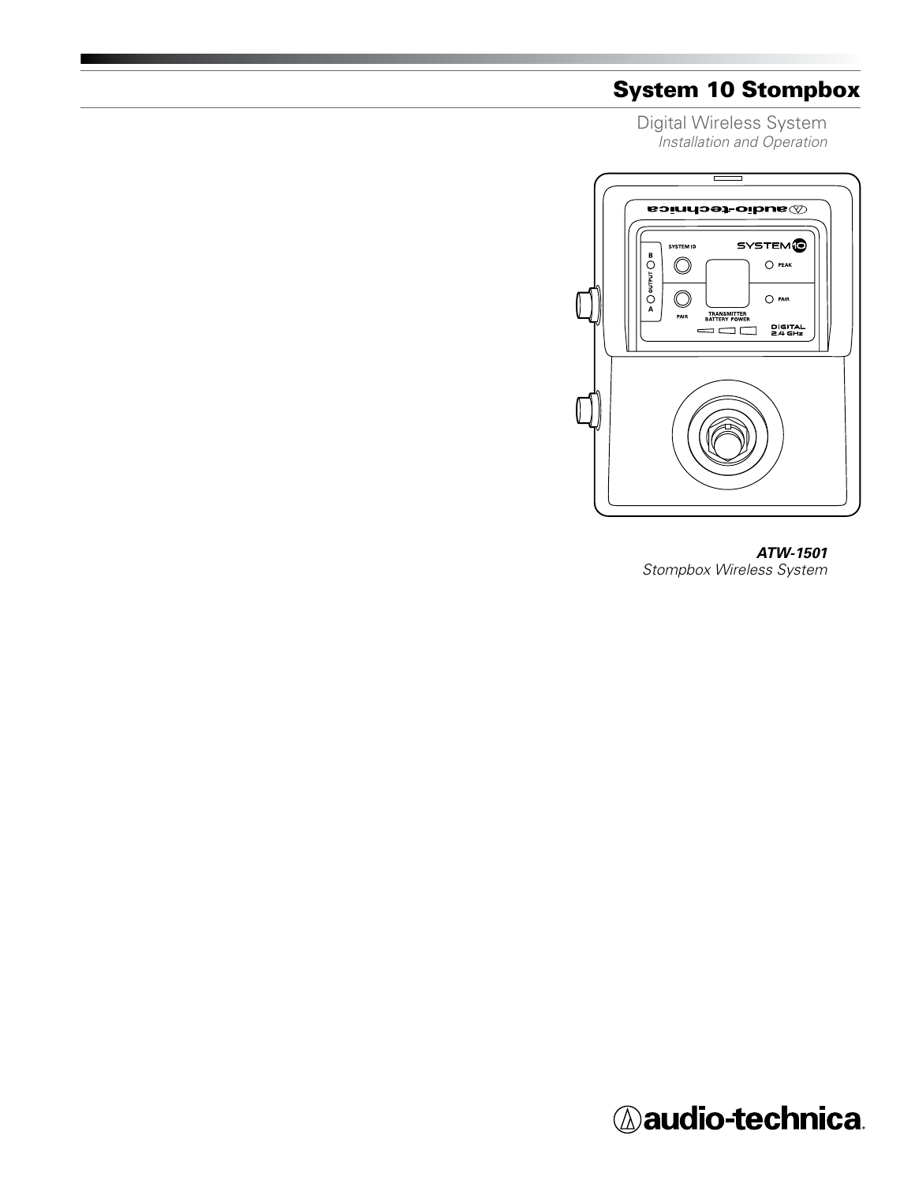# System 10 Stompbox

Digital Wireless System

*Installation and Operation*

***ATW-1501***

*Stompbox Wireless System*

audio-technica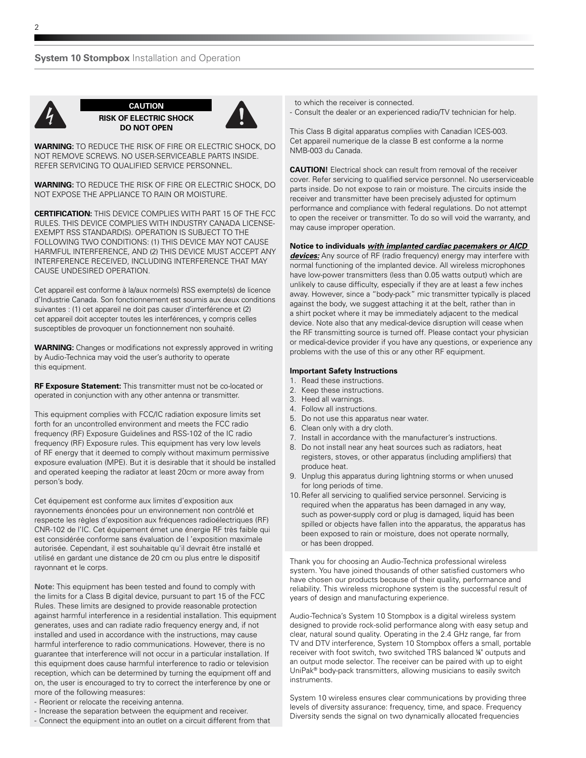**CAUTION**

**RISK OF ELECTRIC SHOCK DO NOT OPEN**

**WARNING:** TO REDUCE THE RISK OF FIRE OR ELECTRIC SHOCK, DO NOT REMOVE SCREWS. NO USER-SERVICEABLE PARTS INSIDE. REFER SERVICING TO QUALIFIED SERVICE PERSONNEL.

**WARNING:** TO REDUCE THE RISK OF FIRE OR ELECTRIC SHOCK, DO NOT EXPOSE THE APPLIANCE TO RAIN OR MOISTURE.

**CERTIFICATION:** THIS DEVICE COMPLIES WITH PART 15 OF THE FCC RULES. THIS DEVICE COMPLIES WITH INDUSTRY CANADA LICENSE-EXEMPT RSS STANDARD(S). OPERATION IS SUBJECT TO THE FOLLOWING TWO CONDITIONS: (1) THIS DEVICE MAY NOT CAUSE HARMFUL INTERFERENCE, AND (2) THIS DEVICE MUST ACCEPT ANY INTERFERENCE RECEIVED, INCLUDING INTERFERENCE THAT MAY CAUSE UNDESIRED OPERATION.

Cet appareil est conforme à la/aux norme(s) RSS exempte(s) de licence d'Industrie Canada. Son fonctionnement est soumis aux deux conditions suivantes : (1) cet appareil ne doit pas causer d'interférence et (2) cet appareil doit accepter toutes les interférences, y compris celles susceptibles de provoquer un fonctionnement non souhaité.

**WARNING:** Changes or modifications not expressly approved in writing by Audio-Technica may void the user's authority to operate this equipment.

**RF Exposure Statement:** This transmitter must not be co-located or operated in conjunction with any other antenna or transmitter.

This equipment complies with FCC/IC radiation exposure limits set forth for an uncontrolled environment and meets the FCC radio frequency (RF) Exposure Guidelines and RSS-102 of the IC radio frequency (RF) Exposure rules. This equipment has very low levels of RF energy that it deemed to comply without maximum permissive exposure evaluation (MPE). But it is desirable that it should be installed and operated keeping the radiator at least 20cm or more away from person's body.

Cet équipement est conforme aux limites d'exposition aux rayonnements énoncées pour un environnement non contrôlé et respecte les règles d'exposition aux fréquences radioélectriques (RF) CNR-102 de l'IC. Cet équipement émet une énergie RF très faible qui est considérée conforme sans évaluation de l 'exposition maximale autorisée. Cependant, il est souhaitable qu'il devrait être installé et utilisé en gardant une distance de 20 cm ou plus entre le dispositif rayonnant et le corps.

**Note:** This equipment has been tested and found to comply with the limits for a Class B digital device, pursuant to part 15 of the FCC Rules. These limits are designed to provide reasonable protection against harmful interference in a residential installation. This equipment generates, uses and can radiate radio frequency energy and, if not installed and used in accordance with the instructions, may cause harmful interference to radio communications. However, there is no guarantee that interference will not occur in a particular installation. If this equipment does cause harmful interference to radio or television reception, which can be determined by turning the equipment off and on, the user is encouraged to try to correct the interference by one or more of the following measures:

- Reorient or relocate the receiving antenna.
- Increase the separation between the equipment and receiver.
- Connect the equipment into an outlet on a circuit different from that to which the receiver is connected.
- Consult the dealer or an experienced radio/TV technician for help.

This Class B digital apparatus complies with Canadian ICES-003.
Cet appareil numerique de la classe B est conforme a la norme NMB-003 du Canada.

**CAUTION!** Electrical shock can result from removal of the receiver cover. Refer servicing to qualified service personnel. No userserviceable parts inside. Do not expose to rain or moisture. The circuits inside the receiver and transmitter have been precisely adjusted for optimum performance and compliance with federal regulations. Do not attempt to open the receiver or transmitter. To do so will void the warranty, and may cause improper operation.

**Notice to individuals _with implanted cardiac pacemakers or AICD devices:_** Any source of RF (radio frequency) energy may interfere with normal functioning of the implanted device. All wireless microphones have low-power transmitters (less than 0.05 watts output) which are unlikely to cause difficulty, especially if they are at least a few inches away. However, since a "body-pack" mic transmitter typically is placed against the body, we suggest attaching it at the belt, rather than in a shirt pocket where it may be immediately adjacent to the medical device. Note also that any medical-device disruption will cease when the RF transmitting source is turned off. Please contact your physician or medical-device provider if you have any questions, or experience any problems with the use of this or any other RF equipment.

**Important Safety Instructions**

1. Read these instructions.
2. Keep these instructions.
3. Heed all warnings.
4. Follow all instructions.
5. Do not use this apparatus near water.
6. Clean only with a dry cloth.
7. Install in accordance with the manufacturer's instructions.
8. Do not install near any heat sources such as radiators, heat registers, stoves, or other apparatus (including amplifiers) that produce heat.
9. Unplug this apparatus during lightning storms or when unused for long periods of time.
10. Refer all servicing to qualified service personnel. Servicing is required when the apparatus has been damaged in any way, such as power-supply cord or plug is damaged, liquid has been spilled or objects have fallen into the apparatus, the apparatus has been exposed to rain or moisture, does not operate normally, or has been dropped.

Thank you for choosing an Audio-Technica professional wireless system. You have joined thousands of other satisfied customers who have chosen our products because of their quality, performance and reliability. This wireless microphone system is the successful result of years of design and manufacturing experience.

Audio-Technica's System 10 Stompbox is a digital wireless system designed to provide rock-solid performance along with easy setup and clear, natural sound quality. Operating in the 2.4 GHz range, far from TV and DTV interference, System 10 Stompbox offers a small, portable receiver with foot switch, two switched TRS balanced ¼" outputs and an output mode selector. The receiver can be paired with up to eight UniPak® body-pack transmitters, allowing musicians to easily switch instruments.

System 10 wireless ensures clear communications by providing three levels of diversity assurance: frequency, time, and space. Frequency Diversity sends the signal on two dynamically allocated frequencies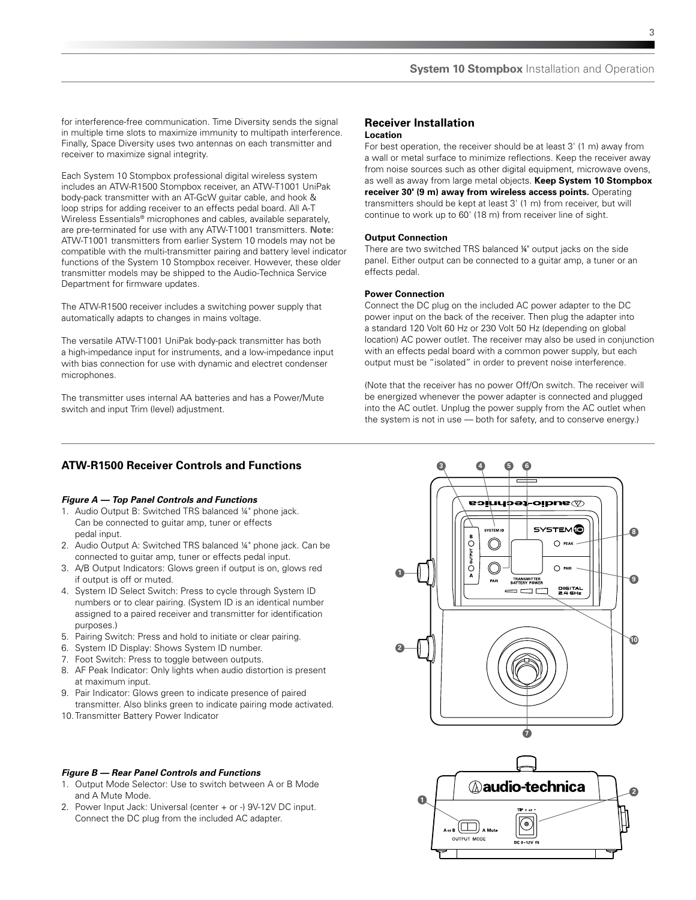for interference-free communication. Time Diversity sends the signal in multiple time slots to maximize immunity to multipath interference. Finally, Space Diversity uses two antennas on each transmitter and receiver to maximize signal integrity.

Each System 10 Stompbox professional digital wireless system includes an ATW-R1500 Stompbox receiver, an ATW-T1001 UniPak body-pack transmitter with an AT-GcW guitar cable, and hook & loop strips for adding receiver to an effects pedal board. All A-T Wireless Essentials® microphones and cables, available separately, are pre-terminated for use with any ATW-T1001 transmitters. **Note:** ATW-T1001 transmitters from earlier System 10 models may not be compatible with the multi-transmitter pairing and battery level indicator functions of the System 10 Stompbox receiver. However, these older transmitter models may be shipped to the Audio-Technica Service Department for firmware updates.

The ATW-R1500 receiver includes a switching power supply that automatically adapts to changes in mains voltage.

The versatile ATW-T1001 UniPak body-pack transmitter has both a high-impedance input for instruments, and a low-impedance input with bias connection for use with dynamic and electret condenser microphones.

The transmitter uses internal AA batteries and has a Power/Mute switch and input Trim (level) adjustment.

## Receiver Installation

**Location**

For best operation, the receiver should be at least 3' (1 m) away from a wall or metal surface to minimize reflections. Keep the receiver away from noise sources such as other digital equipment, microwave ovens, as well as away from large metal objects. **Keep System 10 Stompbox receiver 30' (9 m) away from wireless access points.** Operating transmitters should be kept at least 3' (1 m) from receiver, but will continue to work up to 60' (18 m) from receiver line of sight.

**Output Connection**

There are two switched TRS balanced ¼" output jacks on the side panel. Either output can be connected to a guitar amp, a tuner or an effects pedal.

**Power Connection**

Connect the DC plug on the included AC power adapter to the DC power input on the back of the receiver. Then plug the adapter into a standard 120 Volt 60 Hz or 230 Volt 50 Hz (depending on global location) AC power outlet. The receiver may also be used in conjunction with an effects pedal board with a common power supply, but each output must be "isolated" in order to prevent noise interference.

(Note that the receiver has no power Off/On switch. The receiver will be energized whenever the power adapter is connected and plugged into the AC outlet. Unplug the power supply from the AC outlet when the system is not in use — both for safety, and to conserve energy.)

## ATW-R1500 Receiver Controls and Functions

***Figure A — Top Panel Controls and Functions***

1. Audio Output B: Switched TRS balanced ¼" phone jack. Can be connected to guitar amp, tuner or effects pedal input.
2. Audio Output A: Switched TRS balanced ¼" phone jack. Can be connected to guitar amp, tuner or effects pedal input.
3. A/B Output Indicators: Glows green if output is on, glows red if output is off or muted.
4. System ID Select Switch: Press to cycle through System ID numbers or to clear pairing. (System ID is an identical number assigned to a paired receiver and transmitter for identification purposes.)
5. Pairing Switch: Press and hold to initiate or clear pairing.
6. System ID Display: Shows System ID number.
7. Foot Switch: Press to toggle between outputs.
8. AF Peak Indicator: Only lights when audio distortion is present at maximum input.
9. Pair Indicator: Glows green to indicate presence of paired transmitter. Also blinks green to indicate pairing mode activated.
10. Transmitter Battery Power Indicator

***Figure B — Rear Panel Controls and Functions***

1. Output Mode Selector: Use to switch between A or B Mode and A Mute Mode.
2. Power Input Jack: Universal (center + or -) 9V-12V DC input. Connect the DC plug from the included AC adapter.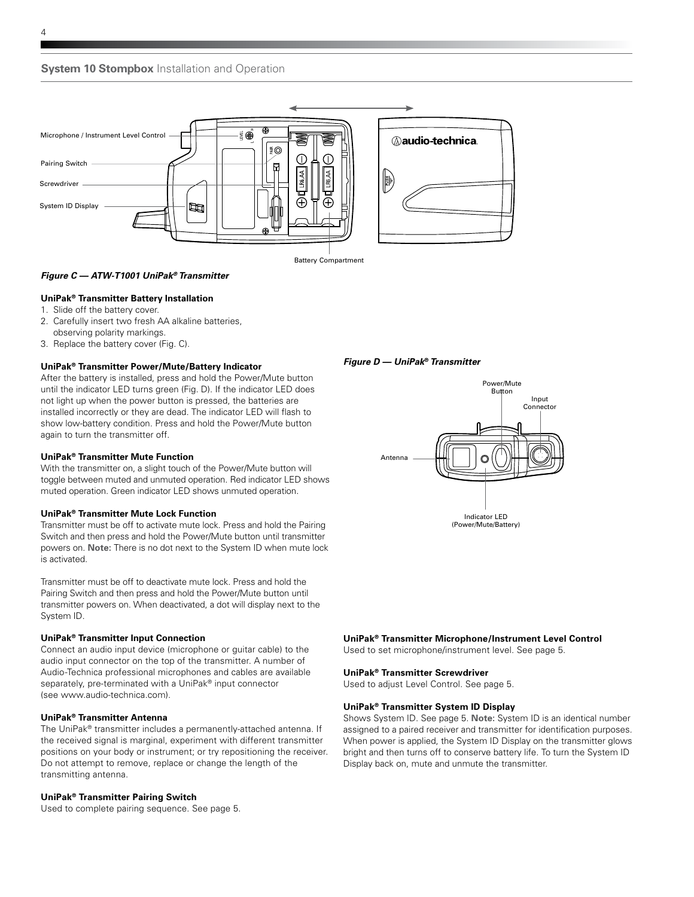## System 10 Stompbox Installation and Operation

Microphone / Instrument Level Control

Pairing Switch

Screwdriver

System ID Display

Battery Compartment

***Figure C — ATW-T1001 UniPak® Transmitter***

### UniPak® Transmitter Battery Installation

1. Slide off the battery cover.
2. Carefully insert two fresh AA alkaline batteries, observing polarity markings.
3. Replace the battery cover (Fig. C).

### UniPak® Transmitter Power/Mute/Battery Indicator

After the battery is installed, press and hold the Power/Mute button until the indicator LED turns green (Fig. D). If the indicator LED does not light up when the power button is pressed, the batteries are installed incorrectly or they are dead. The indicator LED will flash to show low-battery condition. Press and hold the Power/Mute button again to turn the transmitter off.

### UniPak® Transmitter Mute Function

With the transmitter on, a slight touch of the Power/Mute button will toggle between muted and unmuted operation. Red indicator LED shows muted operation. Green indicator LED shows unmuted operation.

### UniPak® Transmitter Mute Lock Function

Transmitter must be off to activate mute lock. Press and hold the Pairing Switch and then press and hold the Power/Mute button until transmitter powers on. **Note:** There is no dot next to the System ID when mute lock is activated.

Transmitter must be off to deactivate mute lock. Press and hold the Pairing Switch and then press and hold the Power/Mute button until transmitter powers on. When deactivated, a dot will display next to the System ID.

### UniPak® Transmitter Input Connection

Connect an audio input device (microphone or guitar cable) to the audio input connector on the top of the transmitter. A number of Audio-Technica professional microphones and cables are available separately, pre-terminated with a UniPak® input connector (see www.audio-technica.com).

### UniPak® Transmitter Antenna

The UniPak® transmitter includes a permanently-attached antenna. If the received signal is marginal, experiment with different transmitter positions on your body or instrument; or try repositioning the receiver. Do not attempt to remove, replace or change the length of the transmitting antenna.

### UniPak® Transmitter Pairing Switch

Used to complete pairing sequence. See page 5.

***Figure D — UniPak® Transmitter***

Power/Mute Button

Input Connector

Antenna

Indicator LED (Power/Mute/Battery)

### UniPak® Transmitter Microphone/Instrument Level Control

Used to set microphone/instrument level. See page 5.

### UniPak® Transmitter Screwdriver

Used to adjust Level Control. See page 5.

### UniPak® Transmitter System ID Display

Shows System ID. See page 5. **Note:** System ID is an identical number assigned to a paired receiver and transmitter for identification purposes. When power is applied, the System ID Display on the transmitter glows bright and then turns off to conserve battery life. To turn the System ID Display back on, mute and unmute the transmitter.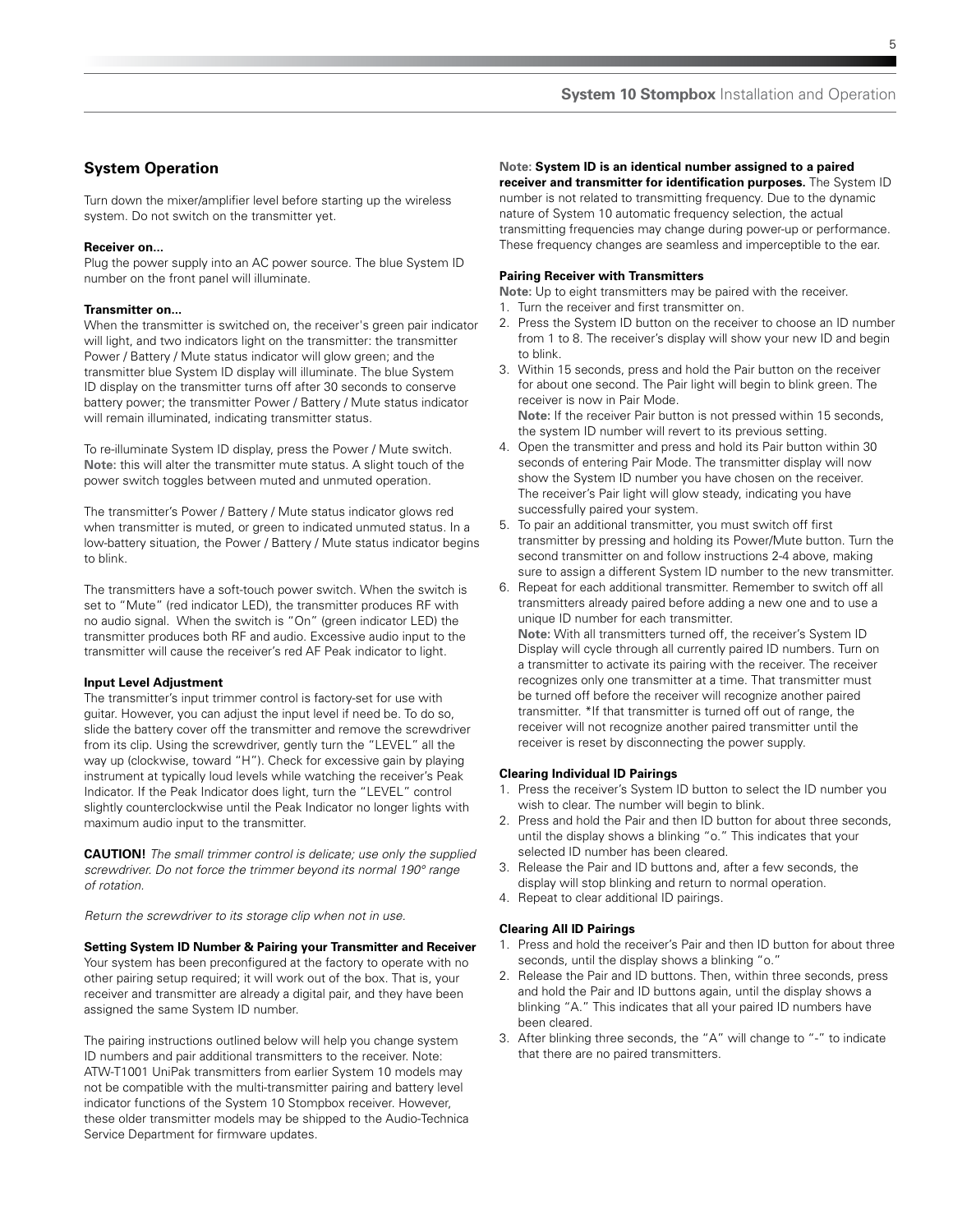## System Operation

Turn down the mixer/amplifier level before starting up the wireless system. Do not switch on the transmitter yet.

**Receiver on...**

Plug the power supply into an AC power source. The blue System ID number on the front panel will illuminate.

**Transmitter on...**

When the transmitter is switched on, the receiver's green pair indicator will light, and two indicators light on the transmitter: the transmitter Power / Battery / Mute status indicator will glow green; and the transmitter blue System ID display will illuminate. The blue System ID display on the transmitter turns off after 30 seconds to conserve battery power; the transmitter Power / Battery / Mute status indicator will remain illuminated, indicating transmitter status.

To re-illuminate System ID display, press the Power / Mute switch. **Note:** this will alter the transmitter mute status. A slight touch of the power switch toggles between muted and unmuted operation.

The transmitter's Power / Battery / Mute status indicator glows red when transmitter is muted, or green to indicated unmuted status. In a low-battery situation, the Power / Battery / Mute status indicator begins to blink.

The transmitters have a soft-touch power switch. When the switch is set to "Mute" (red indicator LED), the transmitter produces RF with no audio signal. When the switch is "On" (green indicator LED) the transmitter produces both RF and audio. Excessive audio input to the transmitter will cause the receiver's red AF Peak indicator to light.

**Input Level Adjustment**

The transmitter's input trimmer control is factory-set for use with guitar. However, you can adjust the input level if need be. To do so, slide the battery cover off the transmitter and remove the screwdriver from its clip. Using the screwdriver, gently turn the "LEVEL" all the way up (clockwise, toward "H"). Check for excessive gain by playing instrument at typically loud levels while watching the receiver's Peak Indicator. If the Peak Indicator does light, turn the "LEVEL" control slightly counterclockwise until the Peak Indicator no longer lights with maximum audio input to the transmitter.

**CAUTION!** *The small trimmer control is delicate; use only the supplied screwdriver. Do not force the trimmer beyond its normal 190° range of rotation.*

*Return the screwdriver to its storage clip when not in use.*

**Setting System ID Number & Pairing your Transmitter and Receiver**

Your system has been preconfigured at the factory to operate with no other pairing setup required; it will work out of the box. That is, your receiver and transmitter are already a digital pair, and they have been assigned the same System ID number.

The pairing instructions outlined below will help you change system ID numbers and pair additional transmitters to the receiver. Note: ATW-T1001 UniPak transmitters from earlier System 10 models may not be compatible with the multi-transmitter pairing and battery level indicator functions of the System 10 Stompbox receiver. However, these older transmitter models may be shipped to the Audio-Technica Service Department for firmware updates.

**Note: System ID is an identical number assigned to a paired receiver and transmitter for identification purposes.** The System ID number is not related to transmitting frequency. Due to the dynamic nature of System 10 automatic frequency selection, the actual transmitting frequencies may change during power-up or performance. These frequency changes are seamless and imperceptible to the ear.

**Pairing Receiver with Transmitters**

**Note:** Up to eight transmitters may be paired with the receiver.

1. Turn the receiver and first transmitter on.
2. Press the System ID button on the receiver to choose an ID number from 1 to 8. The receiver's display will show your new ID and begin to blink.
3. Within 15 seconds, press and hold the Pair button on the receiver for about one second. The Pair light will begin to blink green. The receiver is now in Pair Mode.
   **Note:** If the receiver Pair button is not pressed within 15 seconds, the system ID number will revert to its previous setting.
4. Open the transmitter and press and hold its Pair button within 30 seconds of entering Pair Mode. The transmitter display will now show the System ID number you have chosen on the receiver. The receiver's Pair light will glow steady, indicating you have successfully paired your system.
5. To pair an additional transmitter, you must switch off first transmitter by pressing and holding its Power/Mute button. Turn the second transmitter on and follow instructions 2-4 above, making sure to assign a different System ID number to the new transmitter.
6. Repeat for each additional transmitter. Remember to switch off all transmitters already paired before adding a new one and to use a unique ID number for each transmitter.
   **Note:** With all transmitters turned off, the receiver's System ID Display will cycle through all currently paired ID numbers. Turn on a transmitter to activate its pairing with the receiver. The receiver recognizes only one transmitter at a time. That transmitter must be turned off before the receiver will recognize another paired transmitter. *If that transmitter is turned off out of range, the receiver will not recognize another paired transmitter until the receiver is reset by disconnecting the power supply.

**Clearing Individual ID Pairings**

1. Press the receiver's System ID button to select the ID number you wish to clear. The number will begin to blink.
2. Press and hold the Pair and then ID button for about three seconds, until the display shows a blinking "o." This indicates that your selected ID number has been cleared.
3. Release the Pair and ID buttons and, after a few seconds, the display will stop blinking and return to normal operation.
4. Repeat to clear additional ID pairings.

**Clearing All ID Pairings**

1. Press and hold the receiver's Pair and then ID button for about three seconds, until the display shows a blinking "o."
2. Release the Pair and ID buttons. Then, within three seconds, press and hold the Pair and ID buttons again, until the display shows a blinking "A." This indicates that all your paired ID numbers have been cleared.
3. After blinking three seconds, the "A" will change to "-" to indicate that there are no paired transmitters.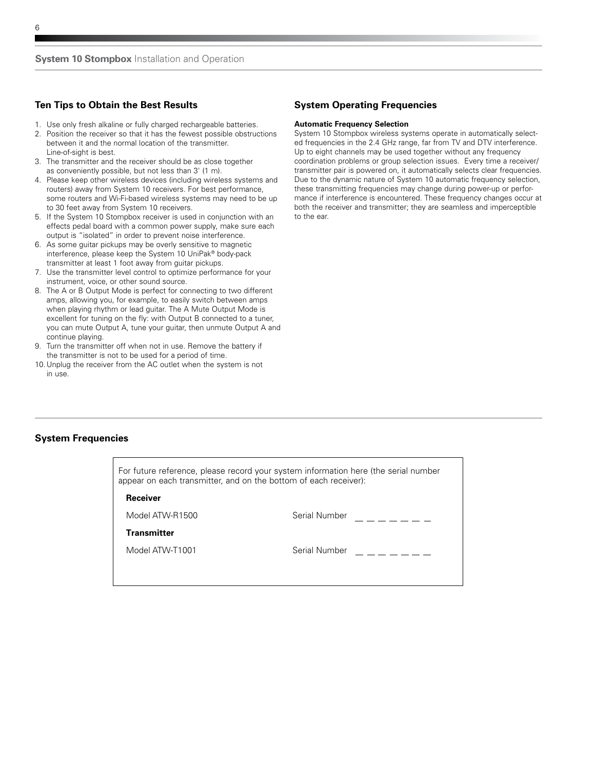## Ten Tips to Obtain the Best Results

1. Use only fresh alkaline or fully charged rechargeable batteries.
2. Position the receiver so that it has the fewest possible obstructions between it and the normal location of the transmitter. Line-of-sight is best.
3. The transmitter and the receiver should be as close together as conveniently possible, but not less than 3' (1 m).
4. Please keep other wireless devices (including wireless systems and routers) away from System 10 receivers. For best performance, some routers and Wi-Fi-based wireless systems may need to be up to 30 feet away from System 10 receivers.
5. If the System 10 Stompbox receiver is used in conjunction with an effects pedal board with a common power supply, make sure each output is "isolated" in order to prevent noise interference.
6. As some guitar pickups may be overly sensitive to magnetic interference, please keep the System 10 UniPak® body-pack transmitter at least 1 foot away from guitar pickups.
7. Use the transmitter level control to optimize performance for your instrument, voice, or other sound source.
8. The A or B Output Mode is perfect for connecting to two different amps, allowing you, for example, to easily switch between amps when playing rhythm or lead guitar. The A Mute Output Mode is excellent for tuning on the fly: with Output B connected to a tuner, you can mute Output A, tune your guitar, then unmute Output A and continue playing.
9. Turn the transmitter off when not in use. Remove the battery if the transmitter is not to be used for a period of time.
10. Unplug the receiver from the AC outlet when the system is not in use.

## System Operating Frequencies

**Automatic Frequency Selection**

System 10 Stompbox wireless systems operate in automatically selected frequencies in the 2.4 GHz range, far from TV and DTV interference. Up to eight channels may be used together without any frequency coordination problems or group selection issues. Every time a receiver/transmitter pair is powered on, it automatically selects clear frequencies. Due to the dynamic nature of System 10 automatic frequency selection, these transmitting frequencies may change during power-up or performance if interference is encountered. These frequency changes occur at both the receiver and transmitter; they are seamless and imperceptible to the ear.

## System Frequencies

For future reference, please record your system information here (the serial number appear on each transmitter, and on the bottom of each receiver):

**Receiver**

Model ATW-R1500 | Serial Number _ _ _ _ _ _ _

**Transmitter**

Model ATW-T1001 | Serial Number _ _ _ _ _ _ _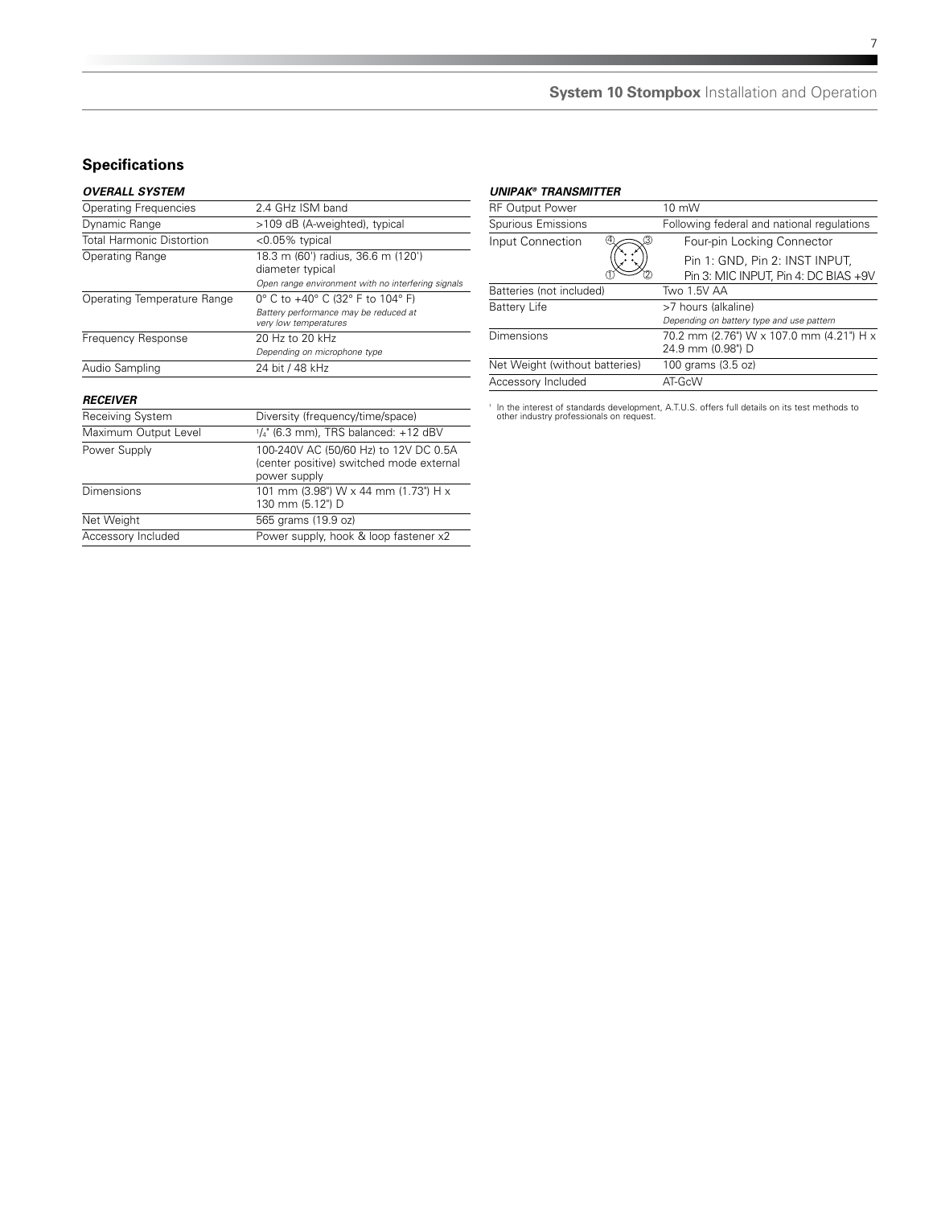## Specifications

### *OVERALL SYSTEM*

| | |
|---|---|
| Operating Frequencies | 2.4 GHz ISM band |
| Dynamic Range | >109 dB (A-weighted), typical |
| Total Harmonic Distortion | <0.05% typical |
| Operating Range | 18.3 m (60') radius, 36.6 m (120') diameter typical<br>*Open range environment with no interfering signals* |
| Operating Temperature Range | 0° C to +40° C (32° F to 104° F)<br>*Battery performance may be reduced at very low temperatures* |
| Frequency Response | 20 Hz to 20 kHz<br>*Depending on microphone type* |
| Audio Sampling | 24 bit / 48 kHz |

### *RECEIVER*

| | |
|---|---|
| Receiving System | Diversity (frequency/time/space) |
| Maximum Output Level | 1/4" (6.3 mm), TRS balanced: +12 dBV |
| Power Supply | 100-240V AC (50/60 Hz) to 12V DC 0.5A (center positive) switched mode external power supply |
| Dimensions | 101 mm (3.98") W x 44 mm (1.73") H x 130 mm (5.12") D |
| Net Weight | 565 grams (19.9 oz) |
| Accessory Included | Power supply, hook & loop fastener x2 |

### *UNIPAK® TRANSMITTER*

| | |
|---|---|
| RF Output Power | 10 mW |
| Spurious Emissions | Following federal and national regulations |
| Input Connection | Four-pin Locking Connector<br>Pin 1: GND, Pin 2: INST INPUT, Pin 3: MIC INPUT, Pin 4: DC BIAS +9V |
| Batteries (not included) | Two 1.5V AA |
| Battery Life | >7 hours (alkaline)<br>*Depending on battery type and use pattern* |
| Dimensions | 70.2 mm (2.76") W x 107.0 mm (4.21") H x 24.9 mm (0.98") D |
| Net Weight (without batteries) | 100 grams (3.5 oz) |
| Accessory Included | AT-GcW |

† In the interest of standards development, A.T.U.S. offers full details on its test methods to other industry professionals on request.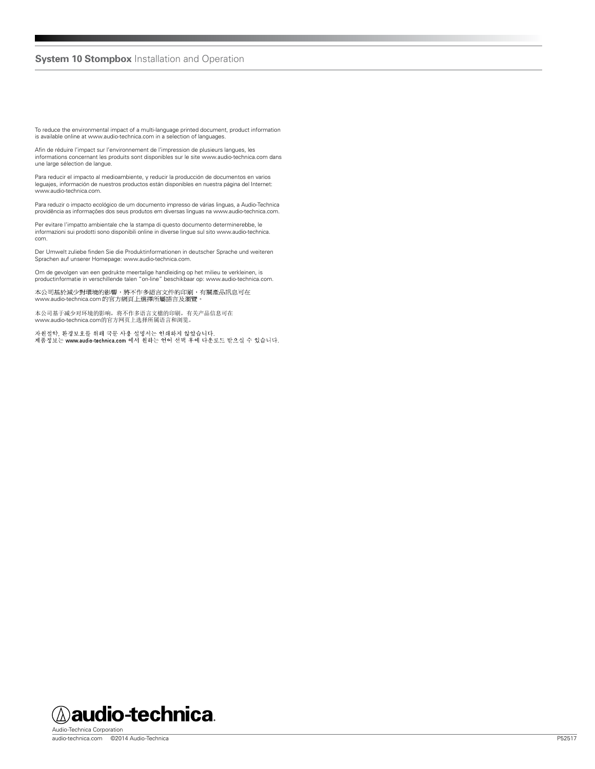To reduce the environmental impact of a multi-language printed document, product information is available online at www.audio-technica.com in a selection of languages.

Afin de réduire l'impact sur l'environnement de l'impression de plusieurs langues, les informations concernant les produits sont disponibles sur le site www.audio-technica.com dans une large sélection de langue.

Para reducir el impacto al medioambiente, y reducir la producción de documentos en varios leguajes, información de nuestros productos están disponibles en nuestra página del Internet: www.audio-technica.com.

Para reduzir o impacto ecológico de um documento impresso de várias linguas, a Audio-Technica providência as informações dos seus produtos em diversas linguas na www.audio-technica.com.

Per evitare l'impatto ambientale che la stampa di questo documento determinerebbe, le informazioni sui prodotti sono disponibili online in diverse lingue sul sito www.audio-technica.com.

Der Umwelt zuliebe finden Sie die Produktinformationen in deutscher Sprache und weiteren Sprachen auf unserer Homepage: www.audio-technica.com.

Om de gevolgen van een gedrukte meertalige handleiding op het milieu te verkleinen, is productinformatie in verschillende talen "on-line" beschikbaar op: www.audio-technica.com.

本公司基於減少對環境的影響，將不作多語言文件的印刷，有關產品訊息可在 www.audio-technica.com 的官方網頁上選擇所屬語言及瀏覽。

本公司基于减少对环境的影响，将不作多语言文檔的印刷，有关产品信息可在 www.audio-technica.com的官方网页上选择所属语言和浏览。

자원절약, 환경보호를 위해 국문 사용 설명서는 인쇄하지 않았습니다.
제품정보는 www.audio-technica.com 에서 원하는 언어 선택 후에 다운로드 받으실 수 있습니다.

audio-technica

Audio-Technica Corporation
audio-technica.com ©2014 Audio-Technica

P52517